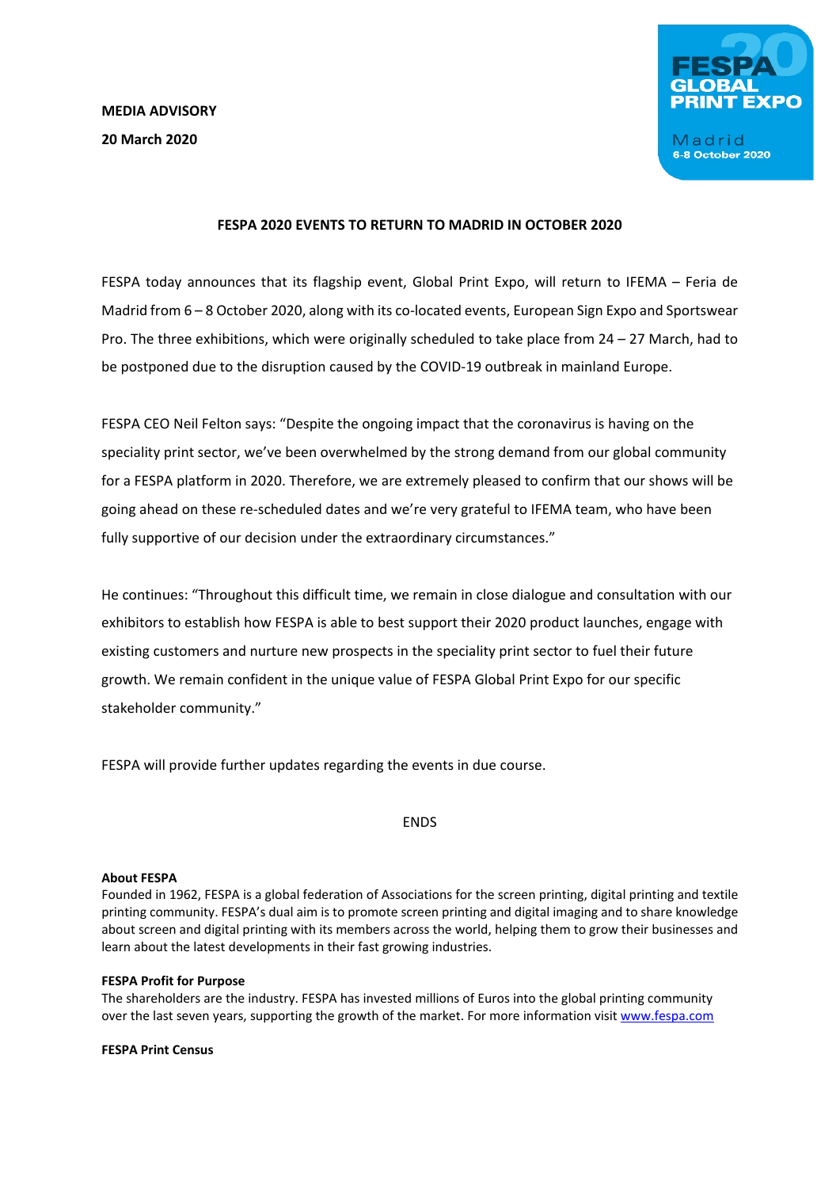**MEDIA ADVISORY**

**20 March 2020**

FESPA 20 GLOBAL PRINT EXPO

Madrid
6-8 October 2020

**FESPA 2020 EVENTS TO RETURN TO MADRID IN OCTOBER 2020**

FESPA today announces that its flagship event, Global Print Expo, will return to IFEMA – Feria de Madrid from 6 – 8 October 2020, along with its co-located events, European Sign Expo and Sportswear Pro. The three exhibitions, which were originally scheduled to take place from 24 – 27 March, had to be postponed due to the disruption caused by the COVID-19 outbreak in mainland Europe.

FESPA CEO Neil Felton says: "Despite the ongoing impact that the coronavirus is having on the speciality print sector, we've been overwhelmed by the strong demand from our global community for a FESPA platform in 2020. Therefore, we are extremely pleased to confirm that our shows will be going ahead on these re-scheduled dates and we're very grateful to IFEMA team, who have been fully supportive of our decision under the extraordinary circumstances."

He continues: "Throughout this difficult time, we remain in close dialogue and consultation with our exhibitors to establish how FESPA is able to best support their 2020 product launches, engage with existing customers and nurture new prospects in the speciality print sector to fuel their future growth. We remain confident in the unique value of FESPA Global Print Expo for our specific stakeholder community."

FESPA will provide further updates regarding the events in due course.

ENDS

**About FESPA**
Founded in 1962, FESPA is a global federation of Associations for the screen printing, digital printing and textile printing community. FESPA's dual aim is to promote screen printing and digital imaging and to share knowledge about screen and digital printing with its members across the world, helping them to grow their businesses and learn about the latest developments in their fast growing industries.

**FESPA Profit for Purpose**
The shareholders are the industry. FESPA has invested millions of Euros into the global printing community over the last seven years, supporting the growth of the market. For more information visit www.fespa.com

**FESPA Print Census**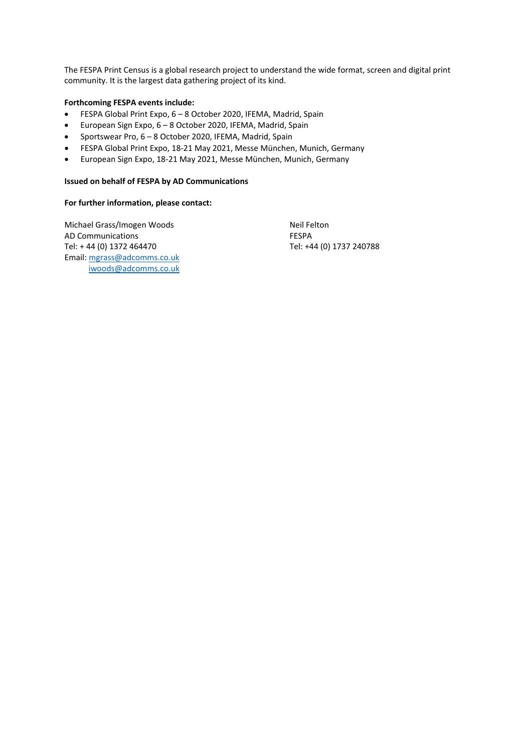The FESPA Print Census is a global research project to understand the wide format, screen and digital print community. It is the largest data gathering project of its kind.

**Forthcoming FESPA events include:**

- FESPA Global Print Expo, 6 – 8 October 2020, IFEMA, Madrid, Spain
- European Sign Expo, 6 – 8 October 2020, IFEMA, Madrid, Spain
- Sportswear Pro, 6 – 8 October 2020, IFEMA, Madrid, Spain
- FESPA Global Print Expo, 18-21 May 2021, Messe München, Munich, Germany
- European Sign Expo, 18-21 May 2021, Messe München, Munich, Germany

**Issued on behalf of FESPA by AD Communications**

**For further information, please contact:**

Michael Grass/Imogen Woods
AD Communications
Tel: + 44 (0) 1372 464470
Email: mgrass@adcomms.co.uk
iwoods@adcomms.co.uk

Neil Felton
FESPA
Tel: +44 (0) 1737 240788